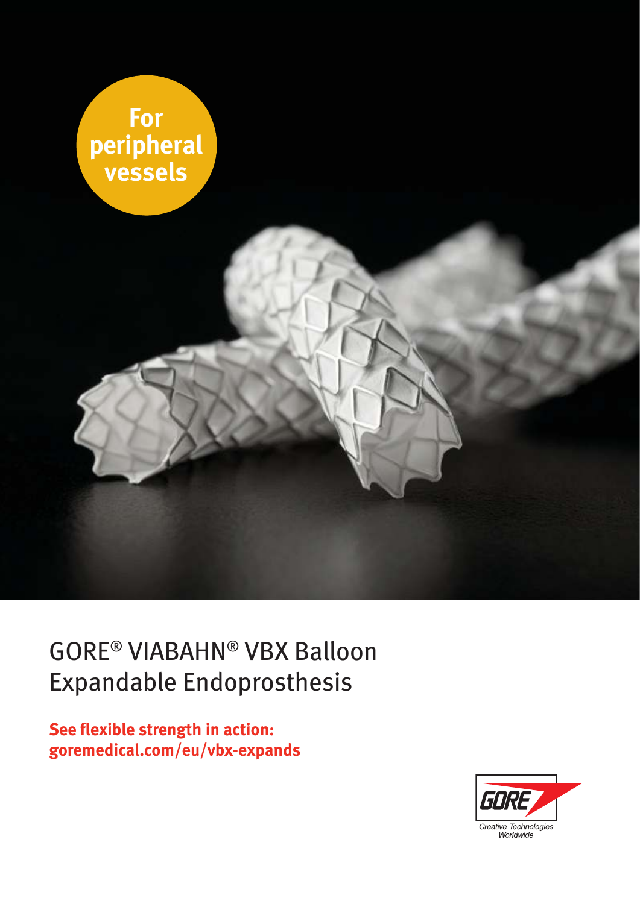**For peripheral vessels**

# GORE® VIABAHN® VBX Balloon Expandable Endoprosthesis

**See flexible strength in action: goremedical.com/eu/vbx-expands**

GORE
Creative Technologies Worldwide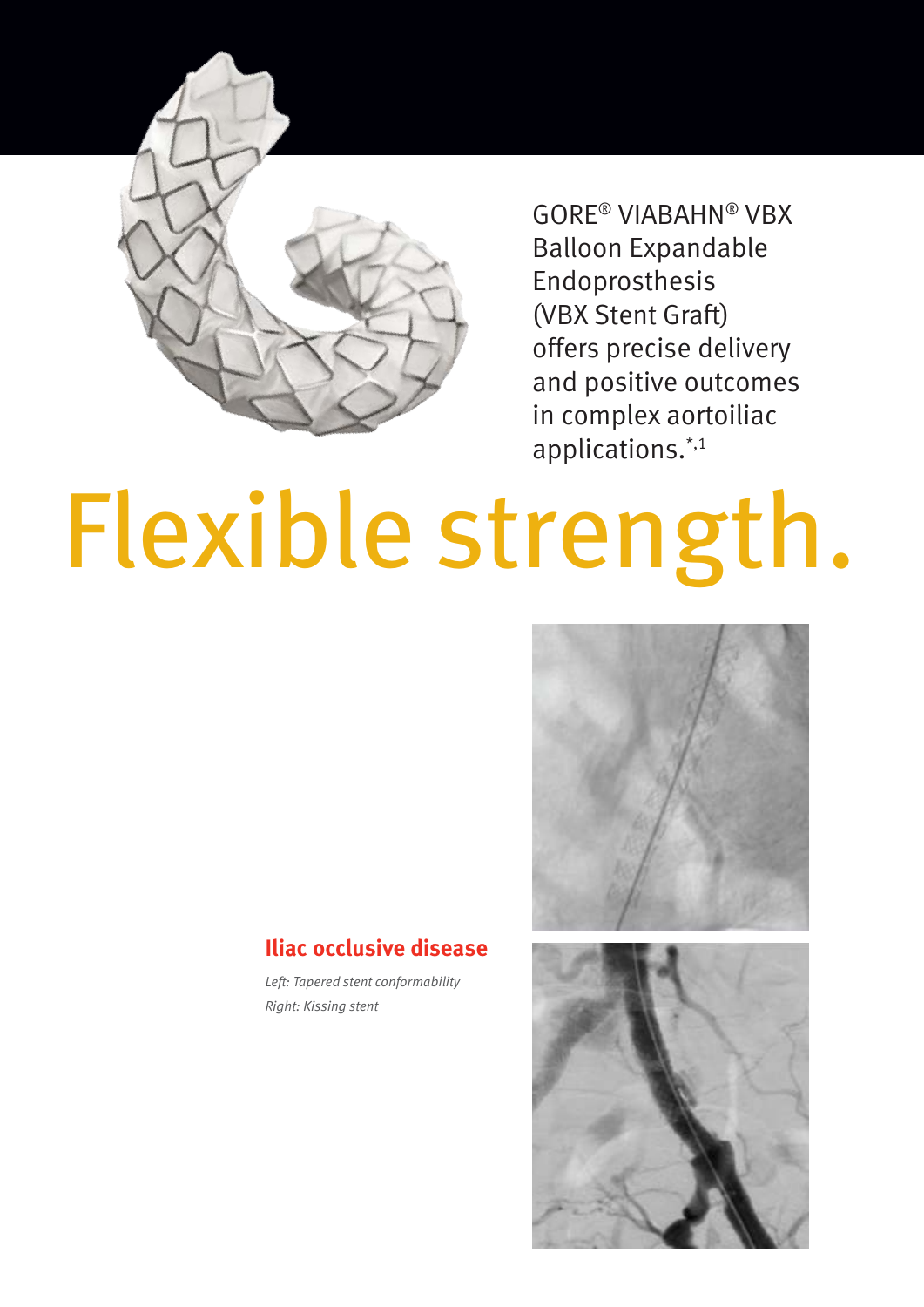GORE® VIABAHN® VBX Balloon Expandable Endoprosthesis (VBX Stent Graft) offers precise delivery and positive outcomes in complex aortoiliac applications.*[,1]

# Flexible strength.

### Iliac occlusive disease

*Left: Tapered stent conformability*
*Right: Kissing stent*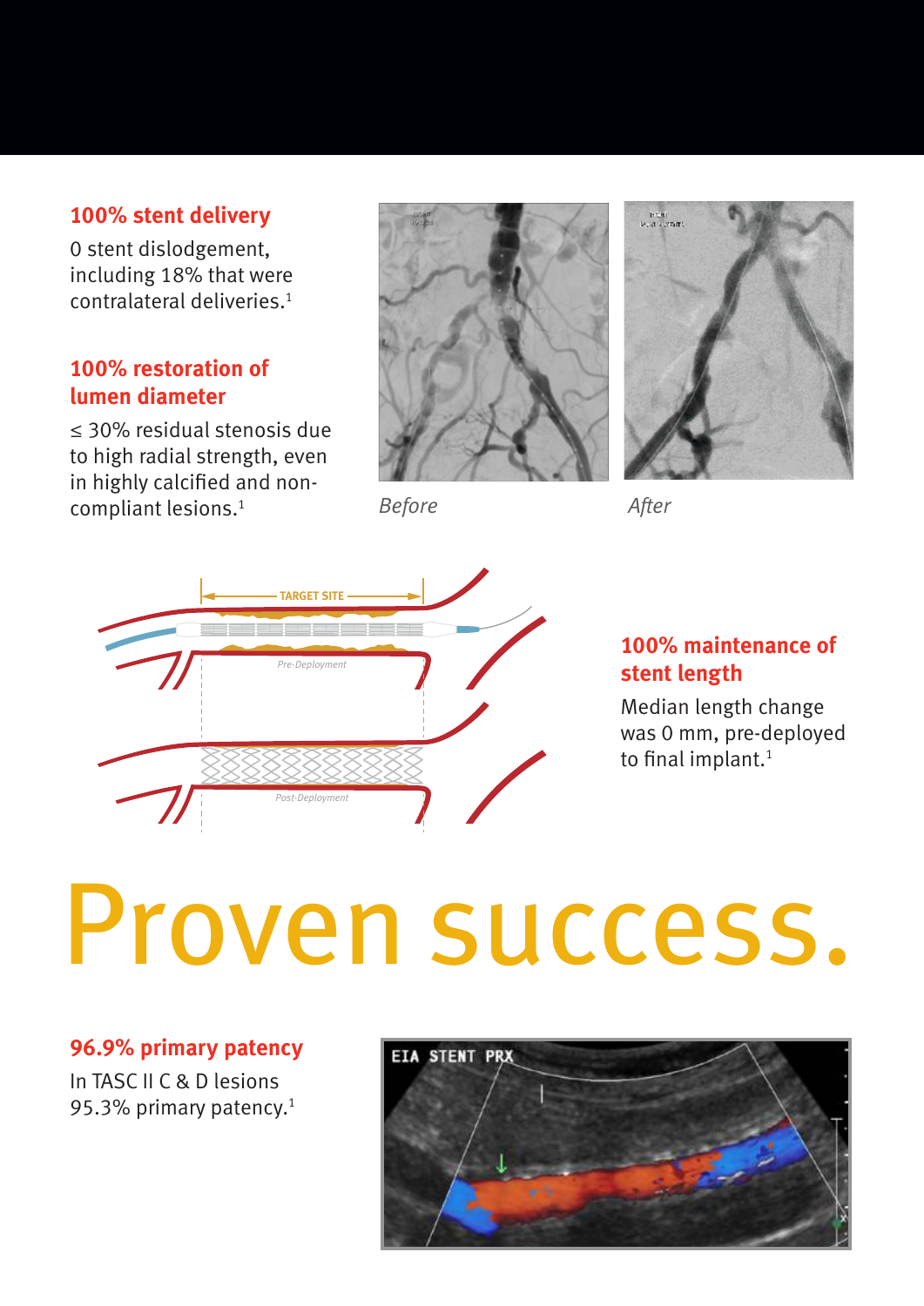## 100% stent delivery

0 stent dislodgement, including 18% that were contralateral deliveries.[1]

## 100% restoration of lumen diameter

≤ 30% residual stenosis due to high radial strength, even in highly calcified and non-compliant lesions.[1]

*Before*

*After*

TARGET SITE

Pre-Deployment

Post-Deployment

## 100% maintenance of stent length

Median length change was 0 mm, pre-deployed to final implant.[1]

# Proven success.

## 96.9% primary patency

In TASC II C & D lesions 95.3% primary patency.[1]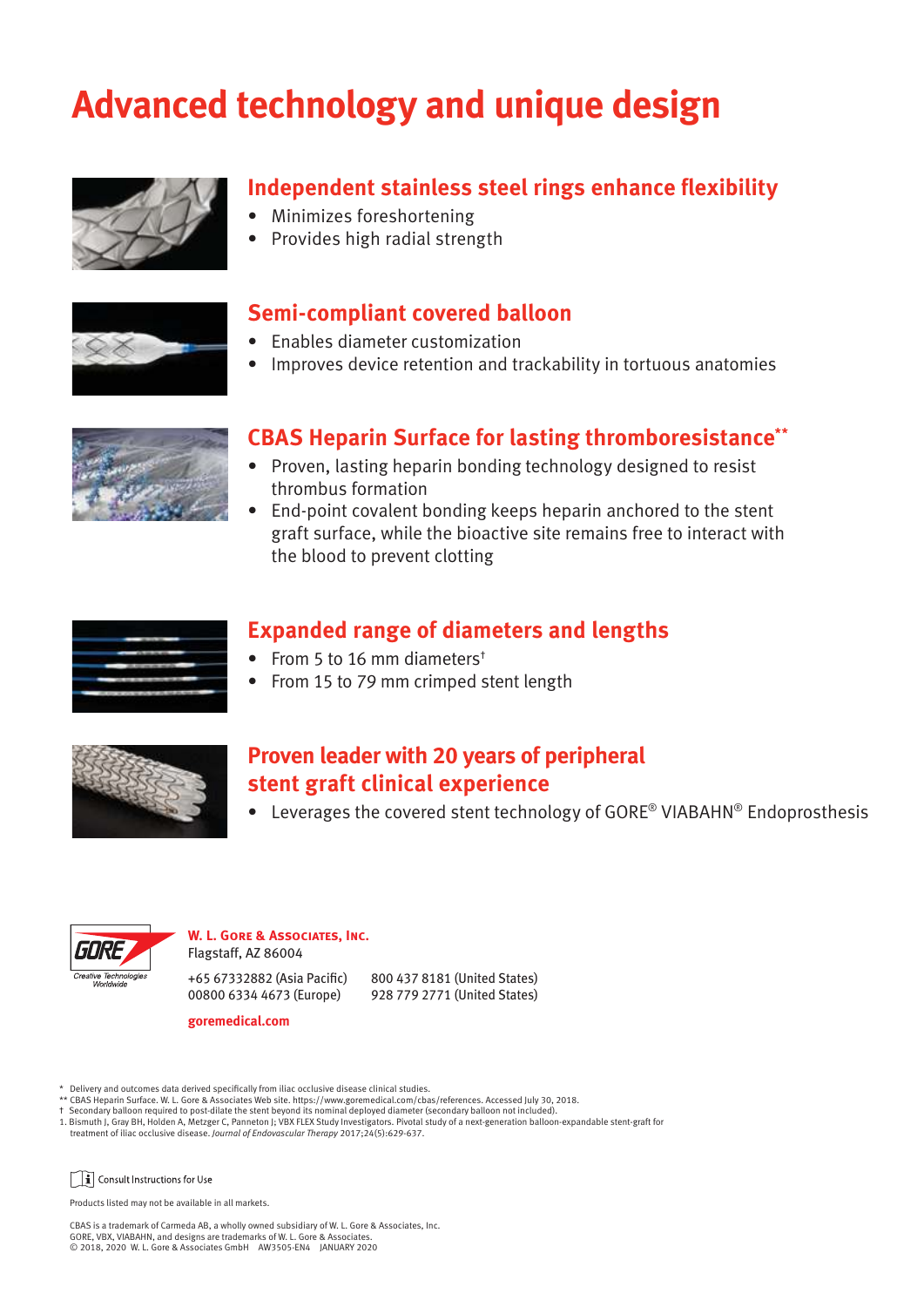# Advanced technology and unique design

## Independent stainless steel rings enhance flexibility

- Minimizes foreshortening
- Provides high radial strength

## Semi-compliant covered balloon

- Enables diameter customization
- Improves device retention and trackability in tortuous anatomies

## CBAS Heparin Surface for lasting thromboresistance**

- Proven, lasting heparin bonding technology designed to resist thrombus formation
- End-point covalent bonding keeps heparin anchored to the stent graft surface, while the bioactive site remains free to interact with the blood to prevent clotting

## Expanded range of diameters and lengths

- From 5 to 16 mm diameters†
- From 15 to 79 mm crimped stent length

## Proven leader with 20 years of peripheral stent graft clinical experience

- Leverages the covered stent technology of GORE® VIABAHN® Endoprosthesis

**W. L. Gore & Associates, Inc.**
Flagstaff, AZ 86004

+65 67332882 (Asia Pacific)
00800 6334 4673 (Europe)
800 437 8181 (United States)
928 779 2771 (United States)

**goremedical.com**

\* Delivery and outcomes data derived specifically from iliac occlusive disease clinical studies.
** CBAS Heparin Surface. W. L. Gore & Associates Web site. https://www.goremedical.com/cbas/references. Accessed July 30, 2018.
† Secondary balloon required to post-dilate the stent beyond its nominal deployed diameter (secondary balloon not included).
1. Bismuth J, Gray BH, Holden A, Metzger C, Panneton J; VBX FLEX Study Investigators. Pivotal study of a next-generation balloon-expandable stent-graft for treatment of iliac occlusive disease. *Journal of Endovascular Therapy* 2017;24(5):629-637.

Consult Instructions for Use

Products listed may not be available in all markets.

CBAS is a trademark of Carmeda AB, a wholly owned subsidiary of W. L. Gore & Associates, Inc.
GORE, VBX, VIABAHN, and designs are trademarks of W. L. Gore & Associates.
© 2018, 2020 W. L. Gore & Associates GmbH AW3505-EN4 JANUARY 2020